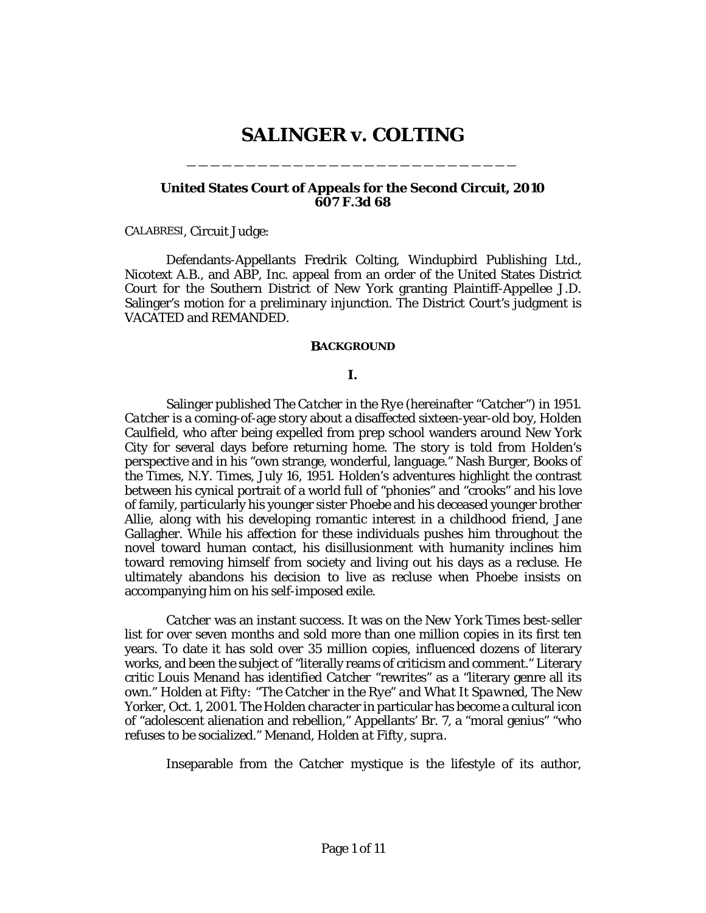# SALINGER v. COLTING

**United States Court of Appeals for the Second Circuit, 2010**
**607 F.3d 68**

CALABRESI, Circuit Judge:

Defendants-Appellants Fredrik Colting, Windupbird Publishing Ltd., Nicotext A.B., and ABP, Inc. appeal from an order of the United States District Court for the Southern District of New York granting Plaintiff-Appellee J.D. Salinger's motion for a preliminary injunction. The District Court's judgment is VACATED and REMANDED.

## BACKGROUND

### I.

Salinger published *The Catcher in the Rye* (hereinafter "*Catcher*") in 1951. *Catcher* is a coming-of-age story about a disaffected sixteen-year-old boy, Holden Caulfield, who after being expelled from prep school wanders around New York City for several days before returning home. The story is told from Holden's perspective and in his "own strange, wonderful, language." Nash Burger, Books of the Times, N.Y. Times, July 16, 1951. Holden's adventures highlight the contrast between his cynical portrait of a world full of "phonies" and "crooks" and his love of family, particularly his younger sister Phoebe and his deceased younger brother Allie, along with his developing romantic interest in a childhood friend, Jane Gallagher. While his affection for these individuals pushes him throughout the novel toward human contact, his disillusionment with humanity inclines him toward removing himself from society and living out his days as a recluse. He ultimately abandons his decision to live as recluse when Phoebe insists on accompanying him on his self-imposed exile.

*Catcher* was an instant success. It was on the *New York Times* best-seller list for over seven months and sold more than one million copies in its first ten years. To date it has sold over 35 million copies, influenced dozens of literary works, and been the subject of "literally reams of criticism and comment." Literary critic Louis Menand has identified *Catcher* "rewrites" as a "literary genre all its own." *Holden at Fifty: "The Catcher in the Rye" and What It Spawned*, The New Yorker, Oct. 1, 2001. The Holden character in particular has become a cultural icon of "adolescent alienation and rebellion," Appellants' Br. 7, a "moral genius" "who refuses to be socialized." Menand, *Holden at Fifty*, *supra*.

Inseparable from the *Catcher* mystique is the lifestyle of its author,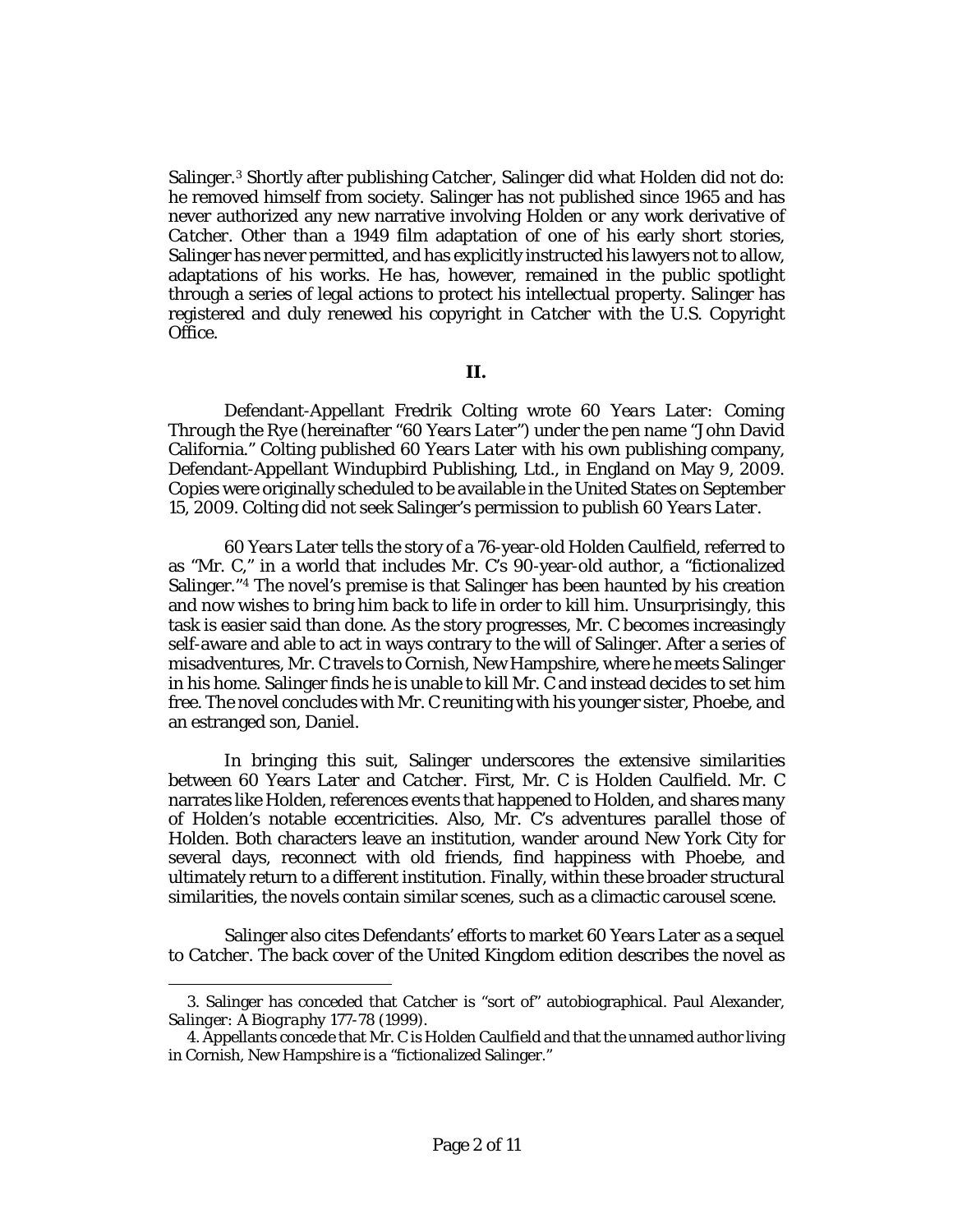Salinger.[3] Shortly after publishing *Catcher*, Salinger did what Holden did not do: he removed himself from society. Salinger has not published since 1965 and has never authorized any new narrative involving Holden or any work derivative of *Catcher*. Other than a 1949 film adaptation of one of his early short stories, Salinger has never permitted, and has explicitly instructed his lawyers not to allow, adaptations of his works. He has, however, remained in the public spotlight through a series of legal actions to protect his intellectual property. Salinger has registered and duly renewed his copyright in *Catcher* with the U.S. Copyright Office.

## II.

Defendant-Appellant Fredrik Colting wrote *60 Years Later: Coming Through the Rye* (hereinafter "*60 Years Later*") under the pen name "John David California." Colting published *60 Years Later* with his own publishing company, Defendant-Appellant Windupbird Publishing, Ltd., in England on May 9, 2009. Copies were originally scheduled to be available in the United States on September 15, 2009. Colting did not seek Salinger's permission to publish *60 Years Later*.

*60 Years Later* tells the story of a 76-year-old Holden Caulfield, referred to as "Mr. C," in a world that includes Mr. C's 90-year-old author, a "fictionalized Salinger."[4] The novel's premise is that Salinger has been haunted by his creation and now wishes to bring him back to life in order to kill him. Unsurprisingly, this task is easier said than done. As the story progresses, Mr. C becomes increasingly self-aware and able to act in ways contrary to the will of Salinger. After a series of misadventures, Mr. C travels to Cornish, New Hampshire, where he meets Salinger in his home. Salinger finds he is unable to kill Mr. C and instead decides to set him free. The novel concludes with Mr. C reuniting with his younger sister, Phoebe, and an estranged son, Daniel.

In bringing this suit, Salinger underscores the extensive similarities between *60 Years Later* and *Catcher*. First, Mr. C is Holden Caulfield. Mr. C narrates like Holden, references events that happened to Holden, and shares many of Holden's notable eccentricities. Also, Mr. C's adventures parallel those of Holden. Both characters leave an institution, wander around New York City for several days, reconnect with old friends, find happiness with Phoebe, and ultimately return to a different institution. Finally, within these broader structural similarities, the novels contain similar scenes, such as a climactic carousel scene.

Salinger also cites Defendants' efforts to market *60 Years Later* as a sequel to *Catcher*. The back cover of the United Kingdom edition describes the novel as

---

3. Salinger has conceded that *Catcher* is "sort of" autobiographical. Paul Alexander, *Salinger: A Biography* 177-78 (1999).

4. Appellants concede that Mr. C is Holden Caulfield and that the unnamed author living in Cornish, New Hampshire is a "fictionalized Salinger."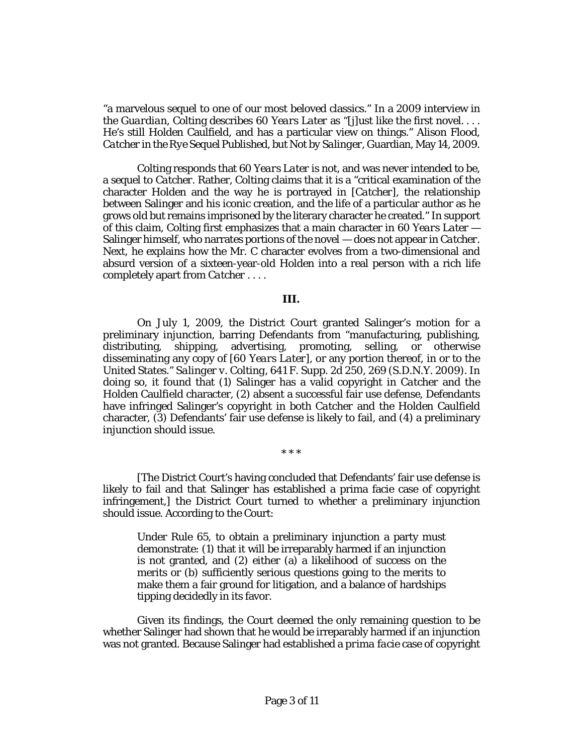"a marvelous sequel to one of our most beloved classics." In a 2009 interview in the *Guardian*, Colting describes *60 Years Later* as "[j]ust like the first novel. . . . He's still Holden Caulfield, and has a particular view on things." Alison Flood, *Catcher in the Rye Sequel Published, but Not by Salinger*, Guardian, May 14, 2009.

Colting responds that *60 Years Later* is not, and was never intended to be, a sequel to *Catcher*. Rather, Colting claims that it is a "critical examination of the character Holden and the way he is portrayed in [*Catcher*], the relationship between Salinger and his iconic creation, and the life of a particular author as he grows old but remains imprisoned by the literary character he created." In support of this claim, Colting first emphasizes that a main character in *60 Years Later* — Salinger himself, who narrates portions of the novel — does not appear in *Catcher*. Next, he explains how the Mr. C character evolves from a two-dimensional and absurd version of a sixteen-year-old Holden into a real person with a rich life completely apart from *Catcher* . . . .

### III.

On July 1, 2009, the District Court granted Salinger's motion for a preliminary injunction, barring Defendants from "manufacturing, publishing, distributing, shipping, advertising, promoting, selling, or otherwise disseminating any copy of [*60 Years Later*], or any portion thereof, in or to the United States." *Salinger v. Colting*, 641 F. Supp. 2d 250, 269 (S.D.N.Y. 2009). In doing so, it found that (1) Salinger has a valid copyright in *Catcher* and the Holden Caulfield character, (2) absent a successful fair use defense, Defendants have infringed Salinger's copyright in both *Catcher* and the Holden Caulfield character, (3) Defendants' fair use defense is likely to fail, and (4) a preliminary injunction should issue.

\* \* \*

[The District Court's having concluded that Defendants' fair use defense is likely to fail and that Salinger has established a prima facie case of copyright infringement,] the District Court turned to whether a preliminary injunction should issue. According to the Court:

> Under Rule 65, to obtain a preliminary injunction a party must demonstrate: (1) that it will be irreparably harmed if an injunction is not granted, and (2) either (a) a likelihood of success on the merits or (b) sufficiently serious questions going to the merits to make them a fair ground for litigation, and a balance of hardships tipping decidedly in its favor.

Given its findings, the Court deemed the only remaining question to be whether Salinger had shown that he would be irreparably harmed if an injunction was not granted. Because Salinger had established a *prima facie* case of copyright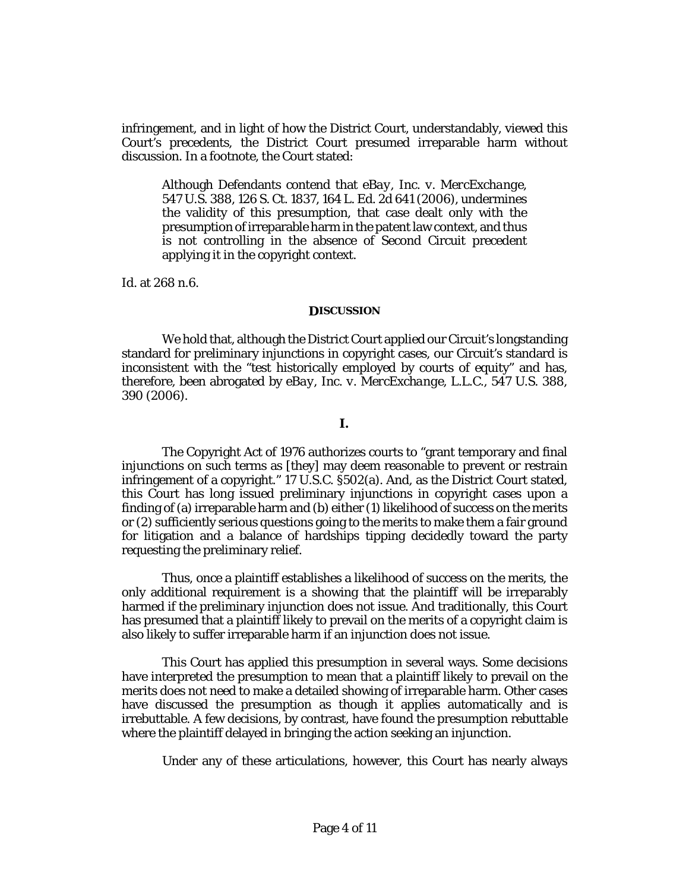infringement, and in light of how the District Court, understandably, viewed this Court's precedents, the District Court presumed irreparable harm without discussion. In a footnote, the Court stated:

> Although Defendants contend that *eBay, Inc. v. MercExchange*, 547 U.S. 388, 126 S. Ct. 1837, 164 L. Ed. 2d 641 (2006), undermines the validity of this presumption, that case dealt only with the presumption of irreparable harm in the patent law context, and thus is not controlling in the absence of Second Circuit precedent applying it in the copyright context.

*Id.* at 268 n.6.

## DISCUSSION

We hold that, although the District Court applied our Circuit's longstanding standard for preliminary injunctions in copyright cases, our Circuit's standard is inconsistent with the "test historically employed by courts of equity" and has, therefore, been abrogated by *eBay, Inc. v. MercExchange, L.L.C.*, 547 U.S. 388, 390 (2006).

### I.

The Copyright Act of 1976 authorizes courts to "grant temporary and final injunctions on such terms as [they] may deem reasonable to prevent or restrain infringement of a copyright." 17 U.S.C. §502(a). And, as the District Court stated, this Court has long issued preliminary injunctions in copyright cases upon a finding of (a) irreparable harm and (b) either (1) likelihood of success on the merits or (2) sufficiently serious questions going to the merits to make them a fair ground for litigation and a balance of hardships tipping decidedly toward the party requesting the preliminary relief.

Thus, once a plaintiff establishes a likelihood of success on the merits, the only additional requirement is a showing that the plaintiff will be irreparably harmed if the preliminary injunction does not issue. And traditionally, this Court has presumed that a plaintiff likely to prevail on the merits of a copyright claim is also likely to suffer irreparable harm if an injunction does not issue.

This Court has applied this presumption in several ways. Some decisions have interpreted the presumption to mean that a plaintiff likely to prevail on the merits does not need to make a detailed showing of irreparable harm. Other cases have discussed the presumption as though it applies automatically and is irrebuttable. A few decisions, by contrast, have found the presumption rebuttable where the plaintiff delayed in bringing the action seeking an injunction.

Under any of these articulations, however, this Court has nearly always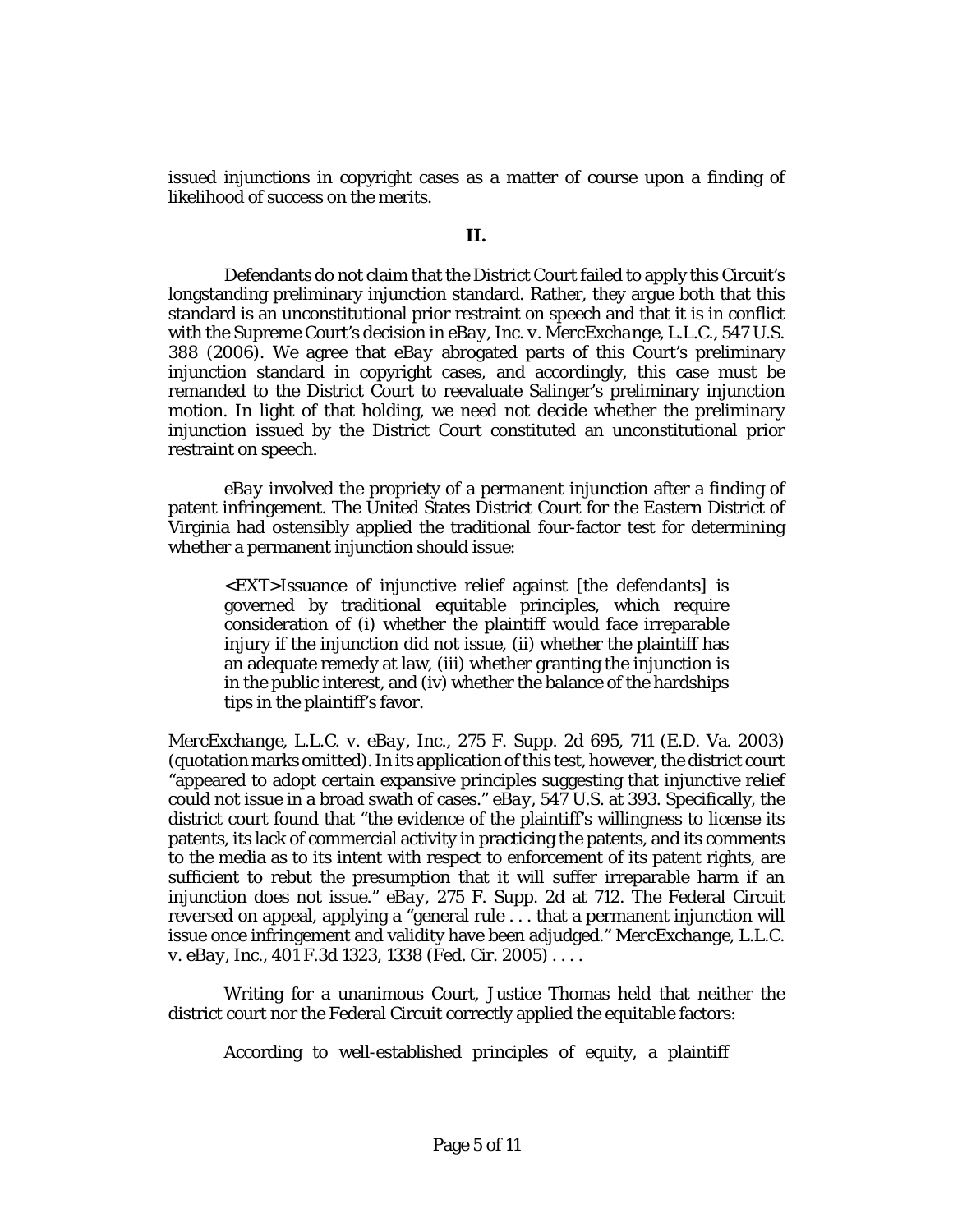issued injunctions in copyright cases as a matter of course upon a finding of likelihood of success on the merits.

## II.

Defendants do not claim that the District Court failed to apply this Circuit's longstanding preliminary injunction standard. Rather, they argue both that this standard is an unconstitutional prior restraint on speech and that it is in conflict with the Supreme Court's decision in *eBay, Inc. v. MercExchange, L.L.C.*, 547 U.S. 388 (2006). We agree that *eBay* abrogated parts of this Court's preliminary injunction standard in copyright cases, and accordingly, this case must be remanded to the District Court to reevaluate Salinger's preliminary injunction motion. In light of that holding, we need not decide whether the preliminary injunction issued by the District Court constituted an unconstitutional prior restraint on speech.

*eBay* involved the propriety of a permanent injunction after a finding of patent infringement. The United States District Court for the Eastern District of Virginia had ostensibly applied the traditional four-factor test for determining whether a permanent injunction should issue:

> <EXT>Issuance of injunctive relief against [the defendants] is governed by traditional equitable principles, which require consideration of (i) whether the plaintiff would face irreparable injury if the injunction did not issue, (ii) whether the plaintiff has an adequate remedy at law, (iii) whether granting the injunction is in the public interest, and (iv) whether the balance of the hardships tips in the plaintiff's favor.

*MercExchange, L.L.C. v. eBay, Inc.*, 275 F. Supp. 2d 695, 711 (E.D. Va. 2003) (quotation marks omitted). In its application of this test, however, the district court "appeared to adopt certain expansive principles suggesting that injunctive relief could not issue in a broad swath of cases." *eBay*, 547 U.S. at 393. Specifically, the district court found that "the evidence of the plaintiff's willingness to license its patents, its lack of commercial activity in practicing the patents, and its comments to the media as to its intent with respect to enforcement of its patent rights, are sufficient to rebut the presumption that it will suffer irreparable harm if an injunction does not issue." *eBay*, 275 F. Supp. 2d at 712. The Federal Circuit reversed on appeal, applying a "general rule . . . that a permanent injunction will issue once infringement and validity have been adjudged." *MercExchange, L.L.C. v. eBay, Inc.*, 401 F.3d 1323, 1338 (Fed. Cir. 2005) . . . .

Writing for a unanimous Court, Justice Thomas held that neither the district court nor the Federal Circuit correctly applied the equitable factors:

> According to well-established principles of equity, a plaintiff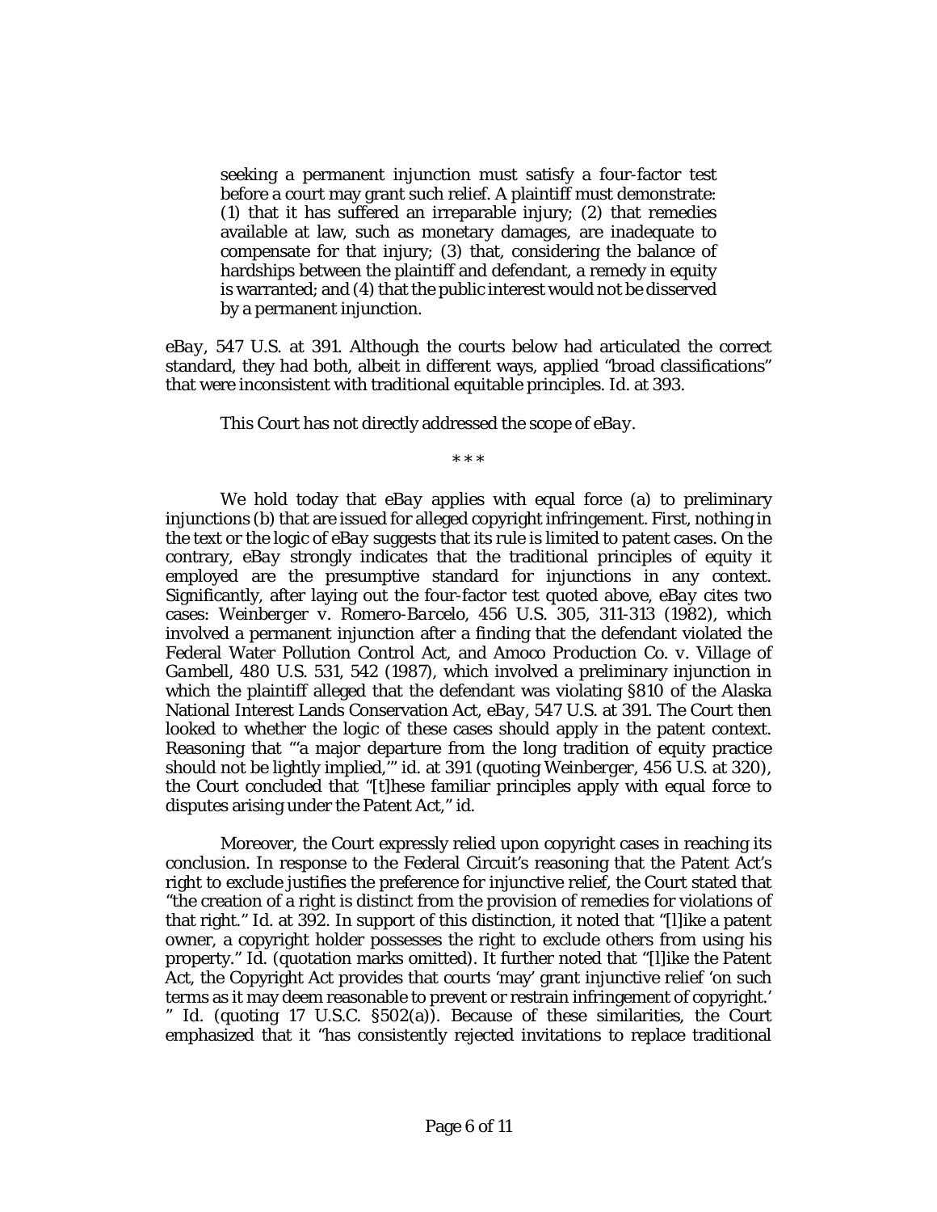> seeking a permanent injunction must satisfy a four-factor test before a court may grant such relief. A plaintiff must demonstrate: (1) that it has suffered an irreparable injury; (2) that remedies available at law, such as monetary damages, are inadequate to compensate for that injury; (3) that, considering the balance of hardships between the plaintiff and defendant, a remedy in equity is warranted; and (4) that the public interest would not be disserved by a permanent injunction.

*eBay*, 547 U.S. at 391. Although the courts below had articulated the correct standard, they had both, albeit in different ways, applied "broad classifications" that were inconsistent with traditional equitable principles. *Id.* at 393.

This Court has not directly addressed the scope of *eBay*.

\* \* \*

We hold today that *eBay* applies with equal force (a) to preliminary injunctions (b) that are issued for alleged copyright infringement. First, nothing in the text or the logic of *eBay* suggests that its rule is limited to patent cases. On the contrary, *eBay* strongly indicates that the traditional principles of equity it employed are the presumptive standard for injunctions in any context. Significantly, after laying out the four-factor test quoted above, *eBay* cites two cases: *Weinberger v. Romero-Barcelo*, 456 U.S. 305, 311-313 (1982), which involved a permanent injunction after a finding that the defendant violated the Federal Water Pollution Control Act, and *Amoco Production Co. v. Village of Gambell*, 480 U.S. 531, 542 (1987), which involved a preliminary injunction in which the plaintiff alleged that the defendant was violating §810 of the Alaska National Interest Lands Conservation Act, *eBay*, 547 U.S. at 391. The Court then looked to whether the logic of these cases should apply in the patent context. Reasoning that "'a major departure from the long tradition of equity practice should not be lightly implied,'" *id.* at 391 (quoting *Weinberger*, 456 U.S. at 320), the Court concluded that "[t]hese familiar principles apply with equal force to disputes arising under the Patent Act," *id.*

Moreover, the Court expressly relied upon copyright cases in reaching its conclusion. In response to the Federal Circuit's reasoning that the Patent Act's right to exclude justifies the preference for injunctive relief, the Court stated that "the creation of a right is distinct from the provision of remedies for violations of that right." *Id.* at 392. In support of this distinction, it noted that "[l]ike a patent owner, a copyright holder possesses the right to exclude others from using his property." *Id.* (quotation marks omitted). It further noted that "[l]ike the Patent Act, the Copyright Act provides that courts 'may' grant injunctive relief 'on such terms as it may deem reasonable to prevent or restrain infringement of copyright.' " *Id.* (quoting 17 U.S.C. §502(a)). Because of these similarities, the Court emphasized that it "has consistently rejected invitations to replace traditional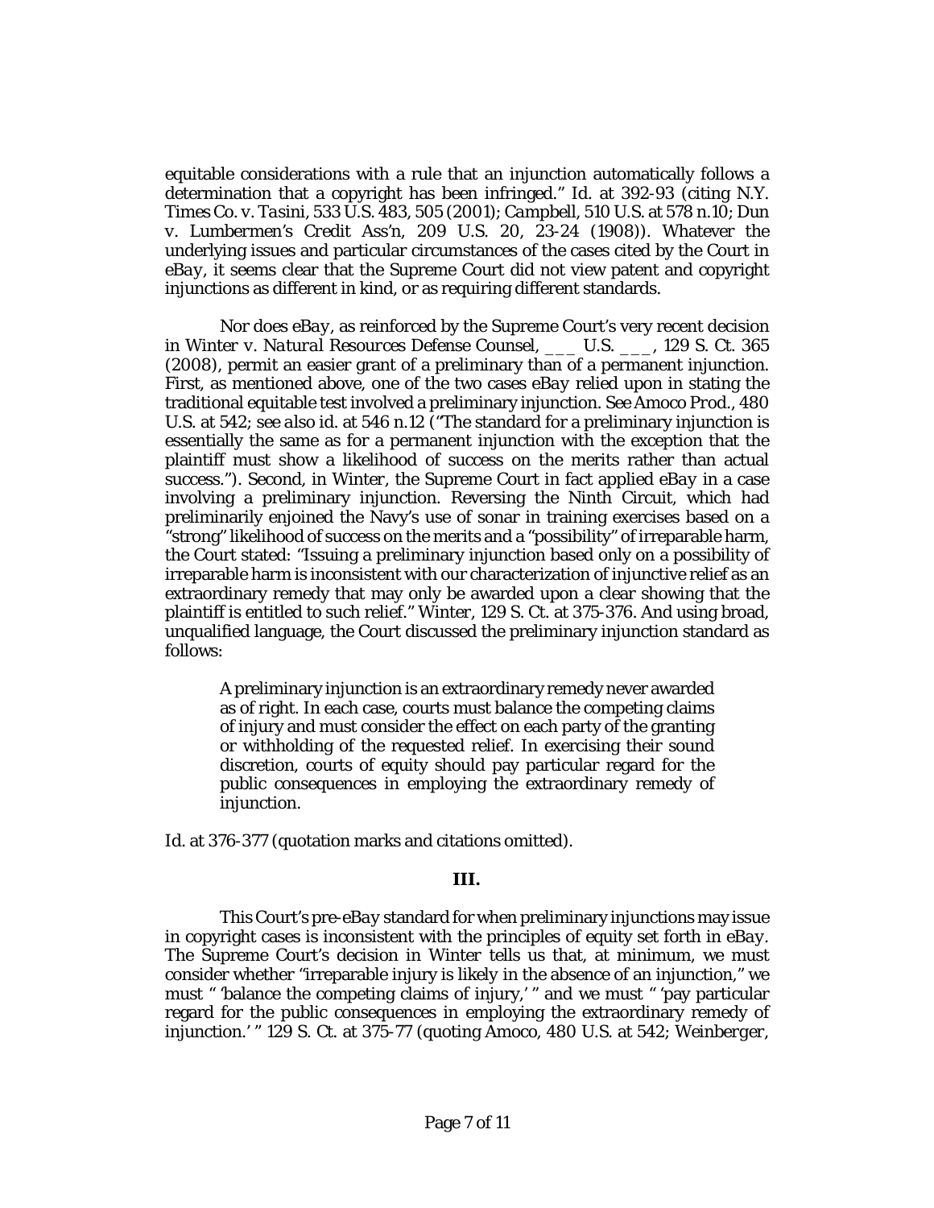equitable considerations with a rule that an injunction automatically follows a determination that a copyright has been infringed." *Id.* at 392-93 (citing *N.Y. Times Co. v. Tasini*, 533 U.S. 483, 505 (2001); *Campbell*, 510 U.S. at 578 n.10; *Dun v. Lumbermen's Credit Ass'n*, 209 U.S. 20, 23-24 (1908)). Whatever the underlying issues and particular circumstances of the cases cited by the Court in *eBay*, it seems clear that the Supreme Court did not view patent and copyright injunctions as different in kind, or as requiring different standards.

Nor does *eBay*, as reinforced by the Supreme Court's very recent decision in *Winter v. Natural Resources Defense Counsel*, ___ U.S. ___, 129 S. Ct. 365 (2008), permit an easier grant of a preliminary than of a permanent injunction. First, as mentioned above, one of the two cases *eBay* relied upon in stating the traditional equitable test involved a preliminary injunction. *See Amoco Prod.*, 480 U.S. at 542; *see also id.* at 546 n.12 ("The standard for a preliminary injunction is essentially the same as for a permanent injunction with the exception that the plaintiff must show a likelihood of success on the merits rather than actual success."). Second, in *Winter*, the Supreme Court in fact applied *eBay* in a case involving a preliminary injunction. Reversing the Ninth Circuit, which had preliminarily enjoined the Navy's use of sonar in training exercises based on a "strong" likelihood of success on the merits and a "possibility" of irreparable harm, the Court stated: "Issuing a preliminary injunction based only on a possibility of irreparable harm is inconsistent with our characterization of injunctive relief as an extraordinary remedy that may only be awarded upon a clear showing that the plaintiff is entitled to such relief." *Winter*, 129 S. Ct. at 375-376. And using broad, unqualified language, the Court discussed the preliminary injunction standard as follows:

> A preliminary injunction is an extraordinary remedy never awarded as of right. In each case, courts must balance the competing claims of injury and must consider the effect on each party of the granting or withholding of the requested relief. In exercising their sound discretion, courts of equity should pay particular regard for the public consequences in employing the extraordinary remedy of injunction.

*Id.* at 376-377 (quotation marks and citations omitted).

### III.

This Court's pre-*eBay* standard for when preliminary injunctions may issue in copyright cases is inconsistent with the principles of equity set forth in *eBay*. The Supreme Court's decision in *Winter* tells us that, at minimum, we must consider whether "irreparable injury is likely in the absence of an injunction," we must " 'balance the competing claims of injury,' " and we must " 'pay particular regard for the public consequences in employing the extraordinary remedy of injunction.' " 129 S. Ct. at 375-77 (quoting *Amoco*, 480 U.S. at 542; *Weinberger*,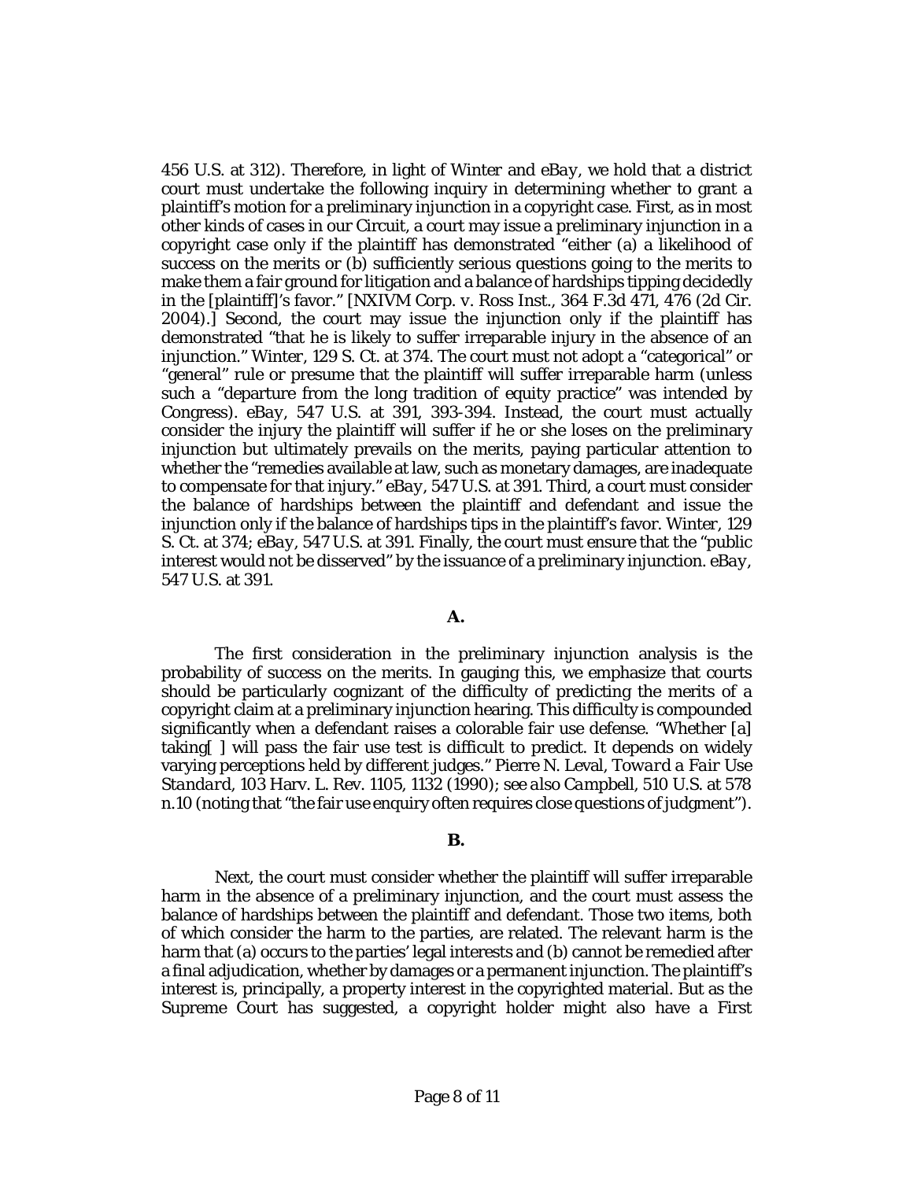456 U.S. at 312). Therefore, in light of Winter and *eBay*, we hold that a district court must undertake the following inquiry in determining whether to grant a plaintiff's motion for a preliminary injunction in a copyright case. First, as in most other kinds of cases in our Circuit, a court may issue a preliminary injunction in a copyright case only if the plaintiff has demonstrated "either (a) a likelihood of success on the merits or (b) sufficiently serious questions going to the merits to make them a fair ground for litigation and a balance of hardships tipping decidedly in the [plaintiff]'s favor." [NXIVM Corp. v. Ross Inst., 364 F.3d 471, 476 (2d Cir. 2004).] Second, the court may issue the injunction only if the plaintiff has demonstrated "that he is likely to suffer irreparable injury in the absence of an injunction." Winter, 129 S. Ct. at 374. The court must not adopt a "categorical" or "general" rule or presume that the plaintiff will suffer irreparable harm (unless such a "departure from the long tradition of equity practice" was intended by Congress). *eBay*, 547 U.S. at 391, 393-394. Instead, the court must actually consider the injury the plaintiff will suffer if he or she loses on the preliminary injunction but ultimately prevails on the merits, paying particular attention to whether the "remedies available at law, such as monetary damages, are inadequate to compensate for that injury." *eBay*, 547 U.S. at 391. Third, a court must consider the balance of hardships between the plaintiff and defendant and issue the injunction only if the balance of hardships tips in the plaintiff's favor. Winter, 129 S. Ct. at 374; *eBay*, 547 U.S. at 391. Finally, the court must ensure that the "public interest would not be disserved" by the issuance of a preliminary injunction. *eBay*, 547 U.S. at 391.

**A.**

The first consideration in the preliminary injunction analysis is the probability of success on the merits. In gauging this, we emphasize that courts should be particularly cognizant of the difficulty of predicting the merits of a copyright claim at a preliminary injunction hearing. This difficulty is compounded significantly when a defendant raises a colorable fair use defense. "Whether [a] taking[ ] will pass the fair use test is difficult to predict. It depends on widely varying perceptions held by different judges." Pierre N. Leval, *Toward a Fair Use Standard*, 103 Harv. L. Rev. 1105, 1132 (1990); *see also Campbell*, 510 U.S. at 578 n.10 (noting that "the fair use enquiry often requires close questions of judgment").

**B.**

Next, the court must consider whether the plaintiff will suffer irreparable harm in the absence of a preliminary injunction, and the court must assess the balance of hardships between the plaintiff and defendant. Those two items, both of which consider the harm to the parties, are related. The relevant harm is the harm that (a) occurs to the parties' legal interests and (b) cannot be remedied after a final adjudication, whether by damages or a permanent injunction. The plaintiff's interest is, principally, a property interest in the copyrighted material. But as the Supreme Court has suggested, a copyright holder might also have a First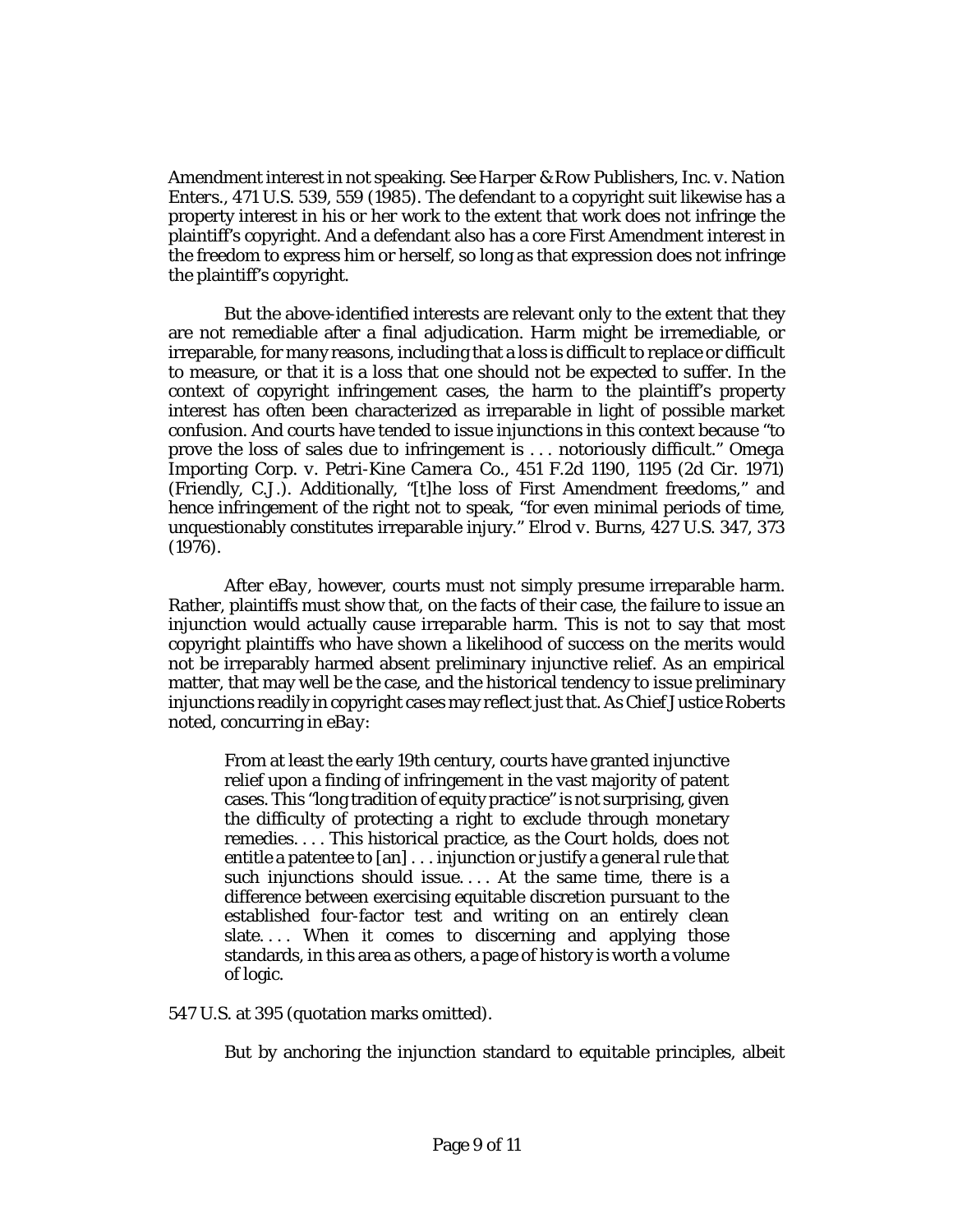Amendment interest in not speaking. *See Harper & Row Publishers, Inc. v. Nation Enters.*, 471 U.S. 539, 559 (1985). The defendant to a copyright suit likewise has a property interest in his or her work to the extent that work does not infringe the plaintiff's copyright. And a defendant also has a core First Amendment interest in the freedom to express him or herself, so long as that expression does not infringe the plaintiff's copyright.

But the above-identified interests are relevant only to the extent that they are not remediable after a final adjudication. Harm might be irremediable, or irreparable, for many reasons, including that a loss is difficult to replace or difficult to measure, or that it is a loss that one should not be expected to suffer. In the context of copyright infringement cases, the harm to the plaintiff's property interest has often been characterized as irreparable in light of possible market confusion. And courts have tended to issue injunctions in this context because "to prove the loss of sales due to infringement is . . . notoriously difficult." *Omega Importing Corp. v. Petri-Kine Camera Co.*, 451 F.2d 1190, 1195 (2d Cir. 1971) (Friendly, C.J.). Additionally, "[t]he loss of First Amendment freedoms," and hence infringement of the right not to speak, "for even minimal periods of time, unquestionably constitutes irreparable injury." *Elrod v. Burns*, 427 U.S. 347, 373 (1976).

After *eBay*, however, courts must not simply presume irreparable harm. Rather, plaintiffs must show that, on the facts of their case, the failure to issue an injunction would actually cause irreparable harm. This is not to say that most copyright plaintiffs who have shown a likelihood of success on the merits would not be irreparably harmed absent preliminary injunctive relief. As an empirical matter, that may well be the case, and the historical tendency to issue preliminary injunctions readily in copyright cases may reflect just that. As Chief Justice Roberts noted, concurring in *eBay*:

> From at least the early 19th century, courts have granted injunctive relief upon a finding of infringement in the vast majority of patent cases. This "long tradition of equity practice" is not surprising, given the difficulty of protecting a right to exclude through monetary remedies. . . . This historical practice, as the Court holds, does not entitle a patentee to [an] . . . injunction or justify a *general rule* that such injunctions should issue. . . . At the same time, there is a difference between exercising equitable discretion pursuant to the established four-factor test and writing on an entirely clean slate. . . . When it comes to discerning and applying those standards, in this area as others, a page of history is worth a volume of logic.

547 U.S. at 395 (quotation marks omitted).

But by anchoring the injunction standard to equitable principles, albeit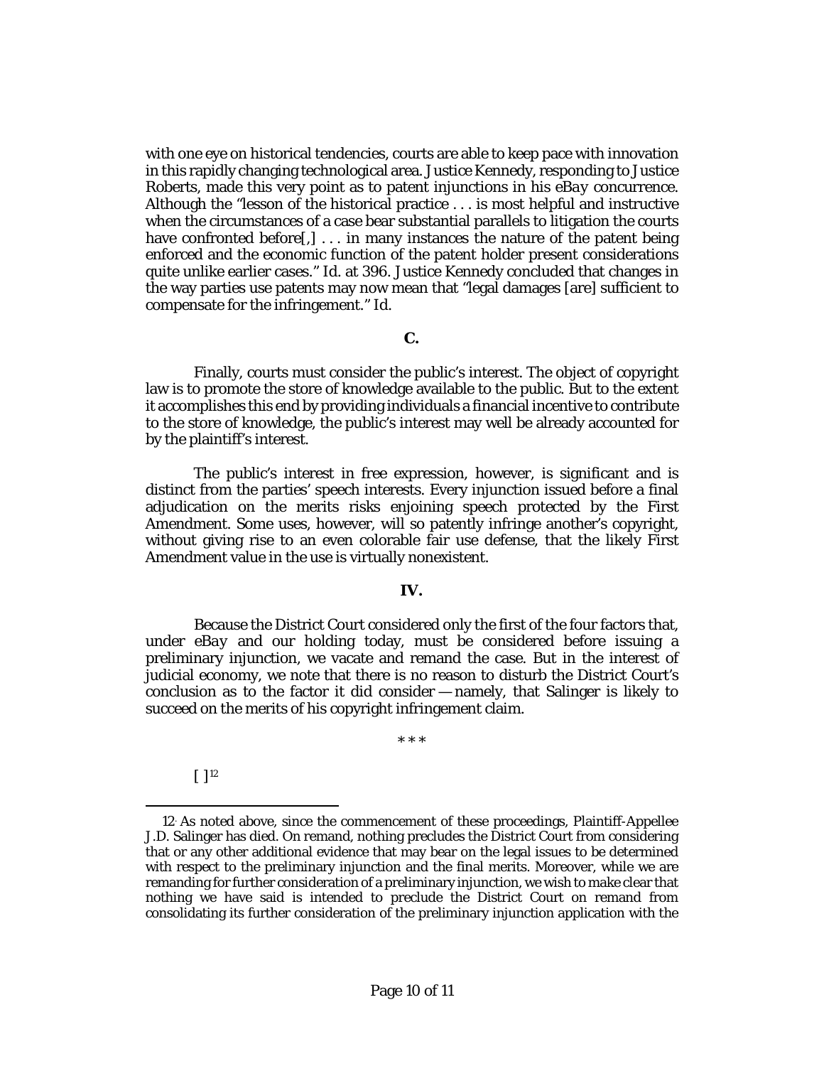with one eye on historical tendencies, courts are able to keep pace with innovation in this rapidly changing technological area. Justice Kennedy, responding to Justice Roberts, made this very point as to patent injunctions in his *eBay* concurrence. Although the "lesson of the historical practice . . . is most helpful and instructive when the circumstances of a case bear substantial parallels to litigation the courts have confronted before[,] . . . in many instances the nature of the patent being enforced and the economic function of the patent holder present considerations quite unlike earlier cases." *Id.* at 396. Justice Kennedy concluded that changes in the way parties use patents may now mean that "legal damages [are] sufficient to compensate for the infringement." *Id.*

### C.

Finally, courts must consider the public's interest. The object of copyright law is to promote the store of knowledge available to the public. But to the extent it accomplishes this end by providing individuals a financial incentive to contribute to the store of knowledge, the public's interest may well be already accounted for by the plaintiff's interest.

The public's interest in free expression, however, is significant and is distinct from the parties' speech interests. Every injunction issued before a final adjudication on the merits risks enjoining speech protected by the First Amendment. Some uses, however, will so patently infringe another's copyright, without giving rise to an even colorable fair use defense, that the likely First Amendment value in the use is virtually nonexistent.

## IV.

Because the District Court considered only the first of the four factors that, under *eBay* and our holding today, must be considered before issuing a preliminary injunction, we vacate and remand the case. But in the interest of judicial economy, we note that there is no reason to disturb the District Court's conclusion as to the factor it did consider — namely, that Salinger is likely to succeed on the merits of his copyright infringement claim.

\* \* \*

[ ][12]

---

12. As noted above, since the commencement of these proceedings, Plaintiff-Appellee J.D. Salinger has died. On remand, nothing precludes the District Court from considering that or any other additional evidence that may bear on the legal issues to be determined with respect to the preliminary injunction and the final merits. Moreover, while we are remanding for further consideration of a preliminary injunction, we wish to make clear that nothing we have said is intended to preclude the District Court on remand from consolidating its further consideration of the preliminary injunction application with the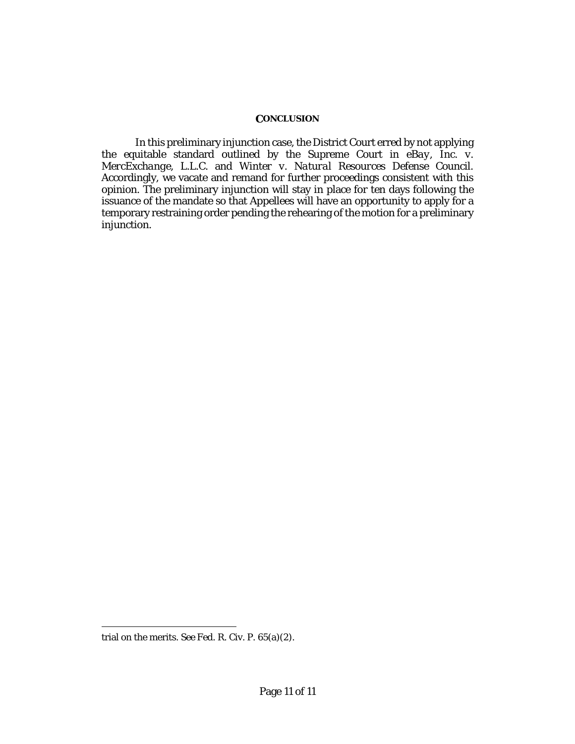## CONCLUSION

In this preliminary injunction case, the District Court erred by not applying the equitable standard outlined by the Supreme Court in *eBay, Inc. v. MercExchange, L.L.C.* and *Winter v. Natural Resources Defense Council*. Accordingly, we vacate and remand for further proceedings consistent with this opinion. The preliminary injunction will stay in place for ten days following the issuance of the mandate so that Appellees will have an opportunity to apply for a temporary restraining order pending the rehearing of the motion for a preliminary injunction.

---

trial on the merits. *See* Fed. R. Civ. P. 65(a)(2).